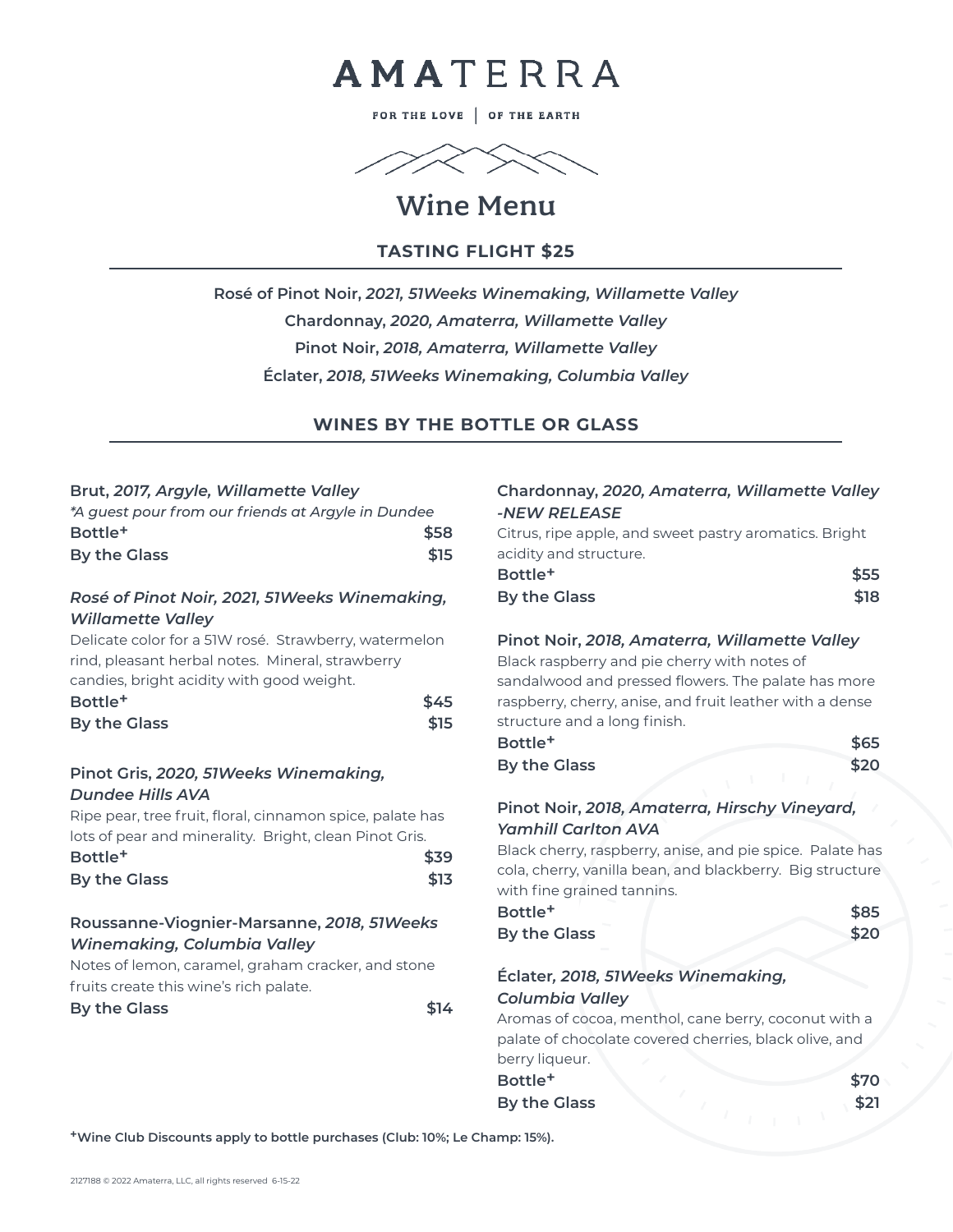# AMATERRA

FOR THE LOVE | OF THE EARTH

## Wine Menu

### TASTING FLIGHT $25

**Rosé of Pinot Noir,** ***2021, 51Weeks Winemaking, Willamette Valley***

**Chardonnay,** ***2020, Amaterra, Willamette Valley***

**Pinot Noir,** ***2018, Amaterra, Willamette Valley***

**Éclater,** ***2018, 51Weeks Winemaking, Columbia Valley***

### WINES BY THE BOTTLE OR GLASS

**Brut,** ***2017, Argyle, Willamette Valley***

*\*A guest pour from our friends at Argyle in Dundee*

| | |
|---|---|
| **Bottle+** | **$58** |
| **By the Glass** | **$15** |

***Rosé of Pinot Noir, 2021, 51Weeks Winemaking, Willamette Valley***

Delicate color for a 51W rosé. Strawberry, watermelon rind, pleasant herbal notes. Mineral, strawberry candies, bright acidity with good weight.

| | |
|---|---|
| **Bottle+** | **$45** |
| **By the Glass** | **$15** |

**Pinot Gris,** ***2020, 51Weeks Winemaking, Dundee Hills AVA***

Ripe pear, tree fruit, floral, cinnamon spice, palate has lots of pear and minerality. Bright, clean Pinot Gris.

| | |
|---|---|
| **Bottle+** | **$39** |
| **By the Glass** | **$13** |

**Roussanne-Viognier-Marsanne,** ***2018, 51Weeks Winemaking, Columbia Valley***

Notes of lemon, caramel, graham cracker, and stone fruits create this wine's rich palate.

| | |
|---|---|
| **By the Glass** | **$14** |

**Chardonnay,** ***2020, Amaterra, Willamette Valley -NEW RELEASE***

Citrus, ripe apple, and sweet pastry aromatics. Bright acidity and structure.

| | |
|---|---|
| **Bottle+** | **$55** |
| **By the Glass** | **$18** |

**Pinot Noir,** ***2018, Amaterra, Willamette Valley***

Black raspberry and pie cherry with notes of sandalwood and pressed flowers. The palate has more raspberry, cherry, anise, and fruit leather with a dense structure and a long finish.

| | |
|---|---|
| **Bottle+** | **$65** |
| **By the Glass** | **$20** |

**Pinot Noir,** ***2018, Amaterra, Hirschy Vineyard, Yamhill Carlton AVA***

Black cherry, raspberry, anise, and pie spice. Palate has cola, cherry, vanilla bean, and blackberry. Big structure with fine grained tannins.

| | |
|---|---|
| **Bottle+** | **$85** |
| **By the Glass** | **$20** |

**Éclater,** ***2018, 51Weeks Winemaking, Columbia Valley***

Aromas of cocoa, menthol, cane berry, coconut with a palate of chocolate covered cherries, black olive, and berry liqueur.

| | |
|---|---|
| **Bottle+** | **$70** |
| **By the Glass** | **$21** |

**+Wine Club Discounts apply to bottle purchases (Club: 10%; Le Champ: 15%).**

2127188 © 2022 Amaterra, LLC, all rights reserved 6-15-22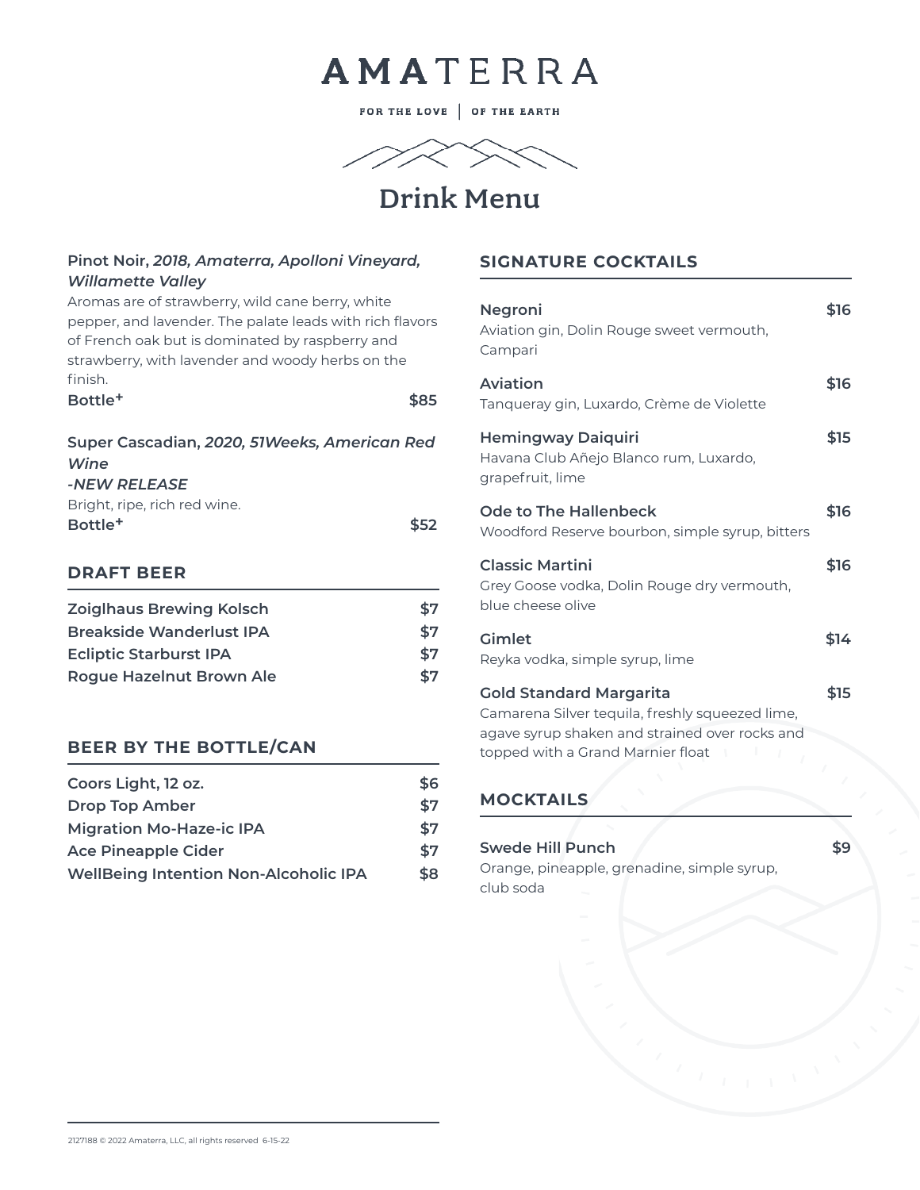# AMATERRA

FOR THE LOVE | OF THE EARTH

## Drink Menu

**Pinot Noir,** ***2018, Amaterra, Apolloni Vineyard, Willamette Valley***

Aromas are of strawberry, wild cane berry, white pepper, and lavender. The palate leads with rich flavors of French oak but is dominated by raspberry and strawberry, with lavender and woody herbs on the finish.

**Bottle+** **$85**

**Super Cascadian,** ***2020, 51Weeks, American Red Wine***

***-NEW RELEASE***

Bright, ripe, rich red wine.

**Bottle+** **$52**

### DRAFT BEER

| | |
|---|---|
| **Zoiglhaus Brewing Kolsch** | **$7** |
| **Breakside Wanderlust IPA** | **$7** |
| **Ecliptic Starburst IPA** | **$7** |
| **Rogue Hazelnut Brown Ale** | **$7** |

### BEER BY THE BOTTLE/CAN

| | |
|---|---|
| **Coors Light, 12 oz.** | **$6** |
| **Drop Top Amber** | **$7** |
| **Migration Mo-Haze-ic IPA** | **$7** |
| **Ace Pineapple Cider** | **$7** |
| **WellBeing Intention Non-Alcoholic IPA** | **$8** |

### SIGNATURE COCKTAILS

**Negroni** **$16**
Aviation gin, Dolin Rouge sweet vermouth, Campari

**Aviation** **$16**
Tanqueray gin, Luxardo, Crème de Violette

**Hemingway Daiquiri** **$15**
Havana Club Añejo Blanco rum, Luxardo, grapefruit, lime

**Ode to The Hallenbeck** **$16**
Woodford Reserve bourbon, simple syrup, bitters

**Classic Martini** **$16**
Grey Goose vodka, Dolin Rouge dry vermouth, blue cheese olive

**Gimlet** **$14**
Reyka vodka, simple syrup, lime

**Gold Standard Margarita** **$15**
Camarena Silver tequila, freshly squeezed lime, agave syrup shaken and strained over rocks and topped with a Grand Marnier float

### MOCKTAILS

**Swede Hill Punch** **$9**
Orange, pineapple, grenadine, simple syrup, club soda

2127188 © 2022 Amaterra, LLC, all rights reserved 6-15-22